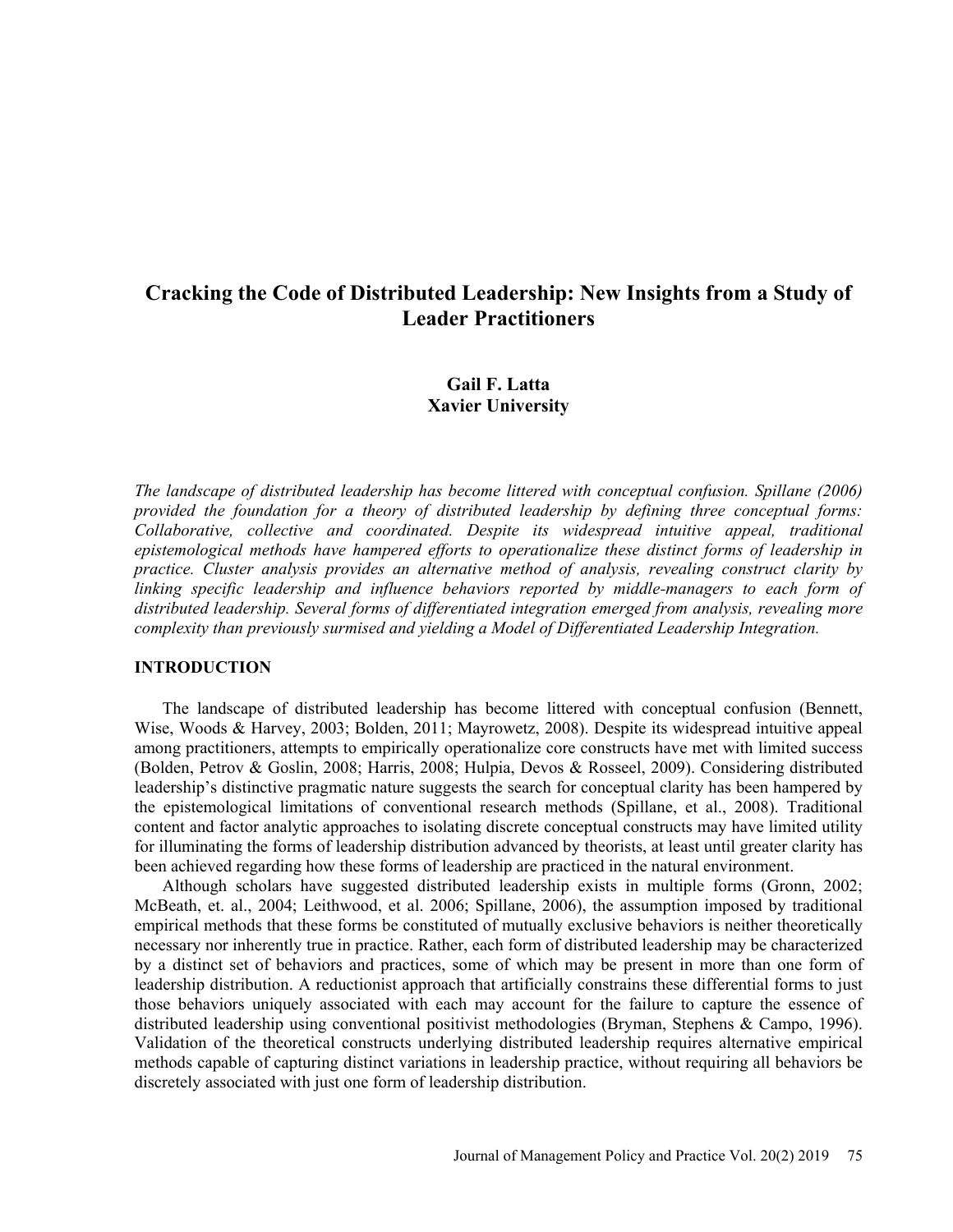# Cracking the Code of Distributed Leadership: New Insights from a Study of Leader Practitioners

**Gail F. Latta**
**Xavier University**

*The landscape of distributed leadership has become littered with conceptual confusion. Spillane (2006) provided the foundation for a theory of distributed leadership by defining three conceptual forms: Collaborative, collective and coordinated. Despite its widespread intuitive appeal, traditional epistemological methods have hampered efforts to operationalize these distinct forms of leadership in practice. Cluster analysis provides an alternative method of analysis, revealing construct clarity by linking specific leadership and influence behaviors reported by middle-managers to each form of distributed leadership. Several forms of differentiated integration emerged from analysis, revealing more complexity than previously surmised and yielding a Model of Differentiated Leadership Integration.*

## INTRODUCTION

The landscape of distributed leadership has become littered with conceptual confusion (Bennett, Wise, Woods & Harvey, 2003; Bolden, 2011; Mayrowetz, 2008). Despite its widespread intuitive appeal among practitioners, attempts to empirically operationalize core constructs have met with limited success (Bolden, Petrov & Goslin, 2008; Harris, 2008; Hulpia, Devos & Rosseel, 2009). Considering distributed leadership's distinctive pragmatic nature suggests the search for conceptual clarity has been hampered by the epistemological limitations of conventional research methods (Spillane, et al., 2008). Traditional content and factor analytic approaches to isolating discrete conceptual constructs may have limited utility for illuminating the forms of leadership distribution advanced by theorists, at least until greater clarity has been achieved regarding how these forms of leadership are practiced in the natural environment.

Although scholars have suggested distributed leadership exists in multiple forms (Gronn, 2002; McBeath, et. al., 2004; Leithwood, et al. 2006; Spillane, 2006), the assumption imposed by traditional empirical methods that these forms be constituted of mutually exclusive behaviors is neither theoretically necessary nor inherently true in practice. Rather, each form of distributed leadership may be characterized by a distinct set of behaviors and practices, some of which may be present in more than one form of leadership distribution. A reductionist approach that artificially constrains these differential forms to just those behaviors uniquely associated with each may account for the failure to capture the essence of distributed leadership using conventional positivist methodologies (Bryman, Stephens & Campo, 1996). Validation of the theoretical constructs underlying distributed leadership requires alternative empirical methods capable of capturing distinct variations in leadership practice, without requiring all behaviors be discretely associated with just one form of leadership distribution.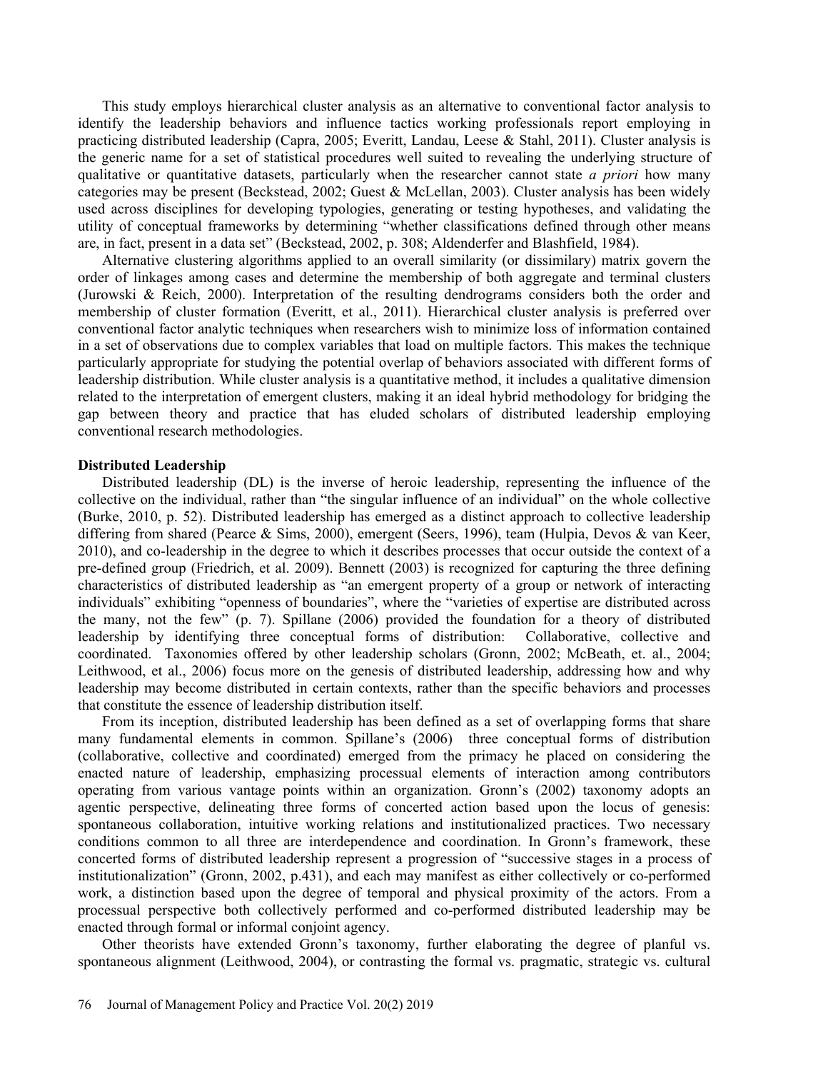This study employs hierarchical cluster analysis as an alternative to conventional factor analysis to identify the leadership behaviors and influence tactics working professionals report employing in practicing distributed leadership (Capra, 2005; Everitt, Landau, Leese & Stahl, 2011). Cluster analysis is the generic name for a set of statistical procedures well suited to revealing the underlying structure of qualitative or quantitative datasets, particularly when the researcher cannot state *a priori* how many categories may be present (Beckstead, 2002; Guest & McLellan, 2003). Cluster analysis has been widely used across disciplines for developing typologies, generating or testing hypotheses, and validating the utility of conceptual frameworks by determining "whether classifications defined through other means are, in fact, present in a data set" (Beckstead, 2002, p. 308; Aldenderfer and Blashfield, 1984).

Alternative clustering algorithms applied to an overall similarity (or dissimilary) matrix govern the order of linkages among cases and determine the membership of both aggregate and terminal clusters (Jurowski & Reich, 2000). Interpretation of the resulting dendrograms considers both the order and membership of cluster formation (Everitt, et al., 2011). Hierarchical cluster analysis is preferred over conventional factor analytic techniques when researchers wish to minimize loss of information contained in a set of observations due to complex variables that load on multiple factors. This makes the technique particularly appropriate for studying the potential overlap of behaviors associated with different forms of leadership distribution. While cluster analysis is a quantitative method, it includes a qualitative dimension related to the interpretation of emergent clusters, making it an ideal hybrid methodology for bridging the gap between theory and practice that has eluded scholars of distributed leadership employing conventional research methodologies.

## Distributed Leadership

Distributed leadership (DL) is the inverse of heroic leadership, representing the influence of the collective on the individual, rather than "the singular influence of an individual" on the whole collective (Burke, 2010, p. 52). Distributed leadership has emerged as a distinct approach to collective leadership differing from shared (Pearce & Sims, 2000), emergent (Seers, 1996), team (Hulpia, Devos & van Keer, 2010), and co-leadership in the degree to which it describes processes that occur outside the context of a pre-defined group (Friedrich, et al. 2009). Bennett (2003) is recognized for capturing the three defining characteristics of distributed leadership as "an emergent property of a group or network of interacting individuals" exhibiting "openness of boundaries", where the "varieties of expertise are distributed across the many, not the few" (p. 7). Spillane (2006) provided the foundation for a theory of distributed leadership by identifying three conceptual forms of distribution: Collaborative, collective and coordinated. Taxonomies offered by other leadership scholars (Gronn, 2002; McBeath, et. al., 2004; Leithwood, et al., 2006) focus more on the genesis of distributed leadership, addressing how and why leadership may become distributed in certain contexts, rather than the specific behaviors and processes that constitute the essence of leadership distribution itself.

From its inception, distributed leadership has been defined as a set of overlapping forms that share many fundamental elements in common. Spillane's (2006) three conceptual forms of distribution (collaborative, collective and coordinated) emerged from the primacy he placed on considering the enacted nature of leadership, emphasizing processual elements of interaction among contributors operating from various vantage points within an organization. Gronn's (2002) taxonomy adopts an agentic perspective, delineating three forms of concerted action based upon the locus of genesis: spontaneous collaboration, intuitive working relations and institutionalized practices. Two necessary conditions common to all three are interdependence and coordination. In Gronn's framework, these concerted forms of distributed leadership represent a progression of "successive stages in a process of institutionalization" (Gronn, 2002, p.431), and each may manifest as either collectively or co-performed work, a distinction based upon the degree of temporal and physical proximity of the actors. From a processual perspective both collectively performed and co-performed distributed leadership may be enacted through formal or informal conjoint agency.

Other theorists have extended Gronn's taxonomy, further elaborating the degree of planful vs. spontaneous alignment (Leithwood, 2004), or contrasting the formal vs. pragmatic, strategic vs. cultural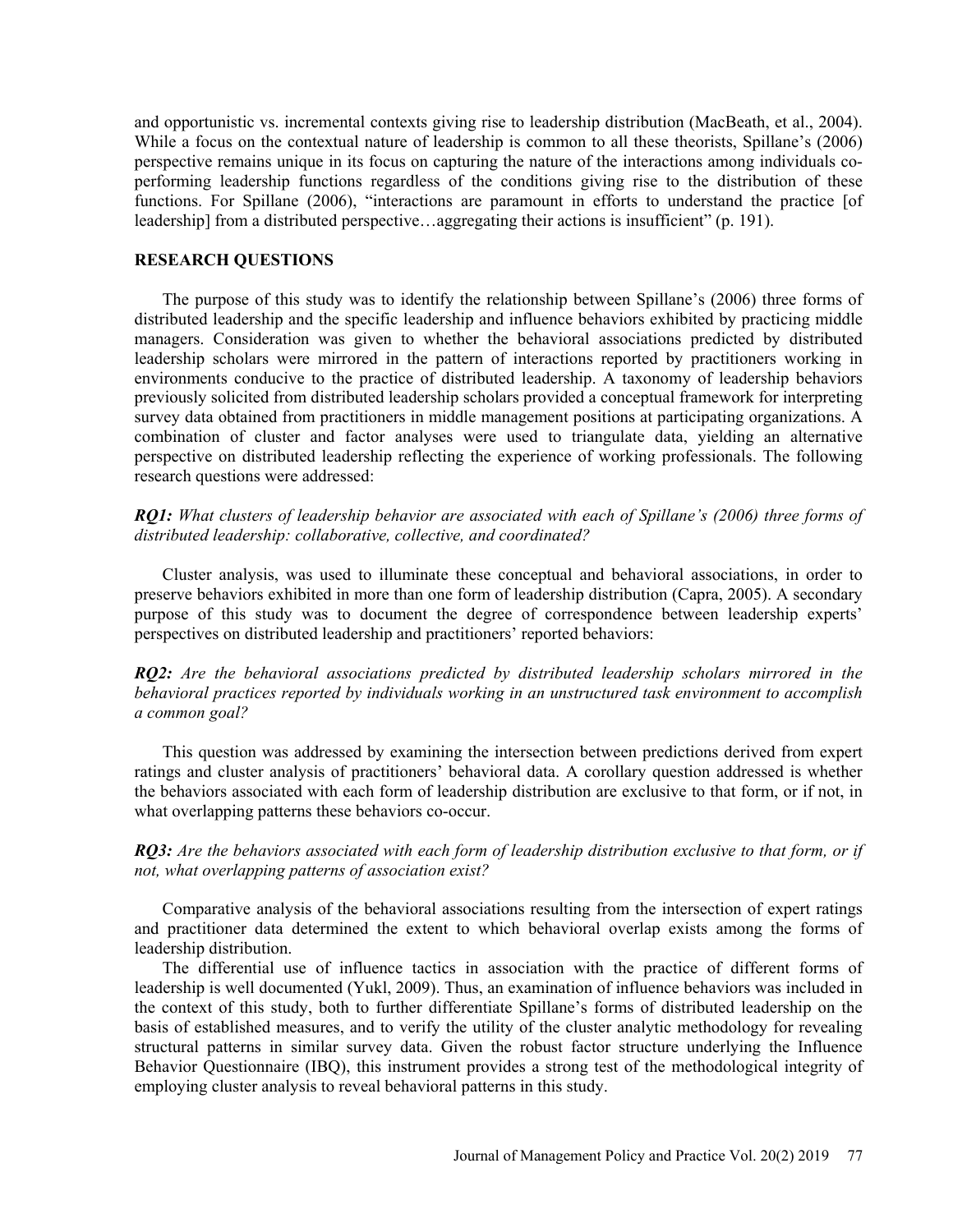and opportunistic vs. incremental contexts giving rise to leadership distribution (MacBeath, et al., 2004). While a focus on the contextual nature of leadership is common to all these theorists, Spillane's (2006) perspective remains unique in its focus on capturing the nature of the interactions among individuals co-performing leadership functions regardless of the conditions giving rise to the distribution of these functions. For Spillane (2006), "interactions are paramount in efforts to understand the practice [of leadership] from a distributed perspective…aggregating their actions is insufficient" (p. 191).

## RESEARCH QUESTIONS

The purpose of this study was to identify the relationship between Spillane's (2006) three forms of distributed leadership and the specific leadership and influence behaviors exhibited by practicing middle managers. Consideration was given to whether the behavioral associations predicted by distributed leadership scholars were mirrored in the pattern of interactions reported by practitioners working in environments conducive to the practice of distributed leadership. A taxonomy of leadership behaviors previously solicited from distributed leadership scholars provided a conceptual framework for interpreting survey data obtained from practitioners in middle management positions at participating organizations. A combination of cluster and factor analyses were used to triangulate data, yielding an alternative perspective on distributed leadership reflecting the experience of working professionals. The following research questions were addressed:

***RQ1:*** *What clusters of leadership behavior are associated with each of Spillane's (2006) three forms of distributed leadership: collaborative, collective, and coordinated?*

Cluster analysis, was used to illuminate these conceptual and behavioral associations, in order to preserve behaviors exhibited in more than one form of leadership distribution (Capra, 2005). A secondary purpose of this study was to document the degree of correspondence between leadership experts' perspectives on distributed leadership and practitioners' reported behaviors:

***RQ2:*** *Are the behavioral associations predicted by distributed leadership scholars mirrored in the behavioral practices reported by individuals working in an unstructured task environment to accomplish a common goal?*

This question was addressed by examining the intersection between predictions derived from expert ratings and cluster analysis of practitioners' behavioral data. A corollary question addressed is whether the behaviors associated with each form of leadership distribution are exclusive to that form, or if not, in what overlapping patterns these behaviors co-occur.

***RQ3:*** *Are the behaviors associated with each form of leadership distribution exclusive to that form, or if not, what overlapping patterns of association exist?*

Comparative analysis of the behavioral associations resulting from the intersection of expert ratings and practitioner data determined the extent to which behavioral overlap exists among the forms of leadership distribution.

The differential use of influence tactics in association with the practice of different forms of leadership is well documented (Yukl, 2009). Thus, an examination of influence behaviors was included in the context of this study, both to further differentiate Spillane's forms of distributed leadership on the basis of established measures, and to verify the utility of the cluster analytic methodology for revealing structural patterns in similar survey data. Given the robust factor structure underlying the Influence Behavior Questionnaire (IBQ), this instrument provides a strong test of the methodological integrity of employing cluster analysis to reveal behavioral patterns in this study.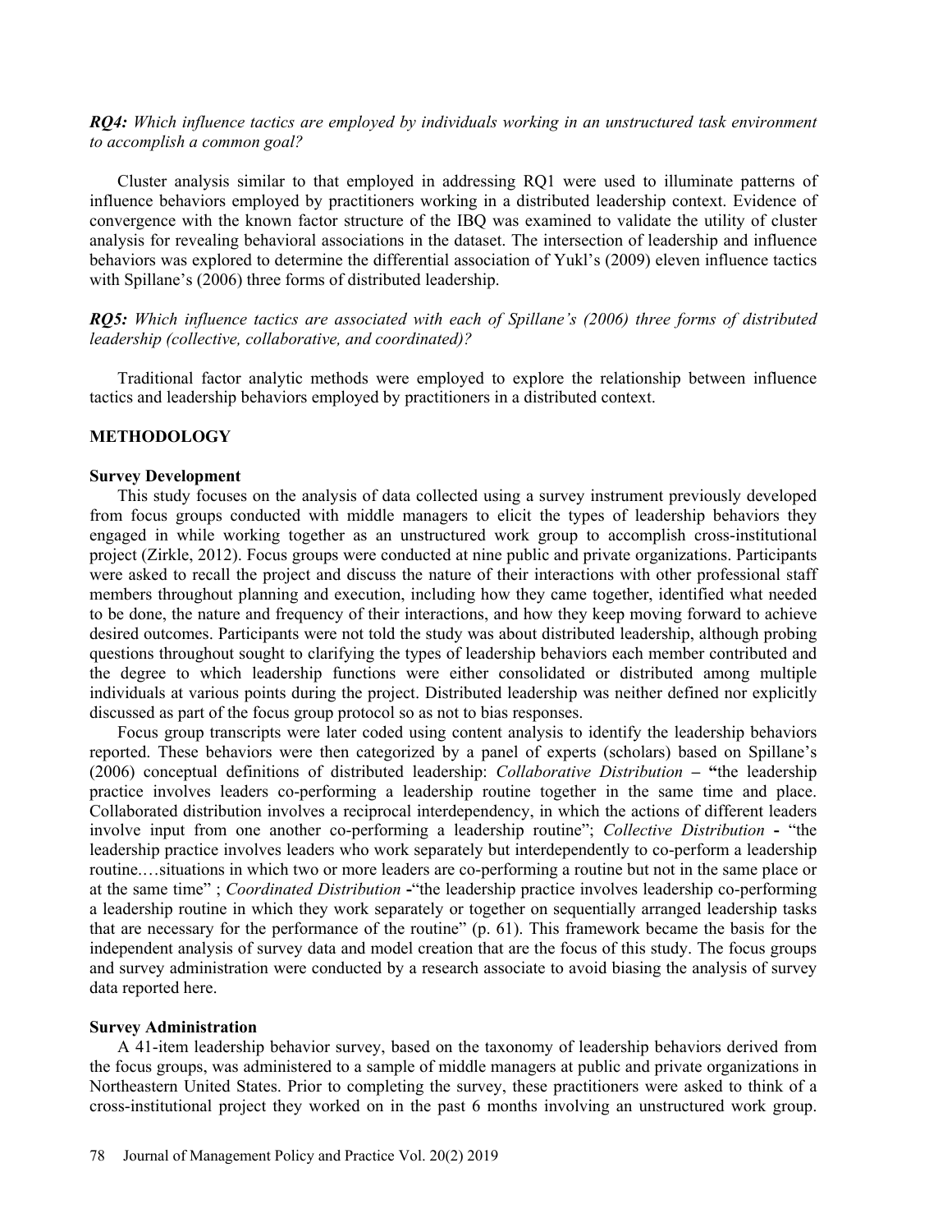***RQ4:*** *Which influence tactics are employed by individuals working in an unstructured task environment to accomplish a common goal?*

Cluster analysis similar to that employed in addressing RQ1 were used to illuminate patterns of influence behaviors employed by practitioners working in a distributed leadership context. Evidence of convergence with the known factor structure of the IBQ was examined to validate the utility of cluster analysis for revealing behavioral associations in the dataset. The intersection of leadership and influence behaviors was explored to determine the differential association of Yukl's (2009) eleven influence tactics with Spillane's (2006) three forms of distributed leadership.

***RQ5:*** *Which influence tactics are associated with each of Spillane's (2006) three forms of distributed leadership (collective, collaborative, and coordinated)?*

Traditional factor analytic methods were employed to explore the relationship between influence tactics and leadership behaviors employed by practitioners in a distributed context.

## METHODOLOGY

### Survey Development

This study focuses on the analysis of data collected using a survey instrument previously developed from focus groups conducted with middle managers to elicit the types of leadership behaviors they engaged in while working together as an unstructured work group to accomplish cross-institutional project (Zirkle, 2012). Focus groups were conducted at nine public and private organizations. Participants were asked to recall the project and discuss the nature of their interactions with other professional staff members throughout planning and execution, including how they came together, identified what needed to be done, the nature and frequency of their interactions, and how they keep moving forward to achieve desired outcomes. Participants were not told the study was about distributed leadership, although probing questions throughout sought to clarifying the types of leadership behaviors each member contributed and the degree to which leadership functions were either consolidated or distributed among multiple individuals at various points during the project. Distributed leadership was neither defined nor explicitly discussed as part of the focus group protocol so as not to bias responses.

Focus group transcripts were later coded using content analysis to identify the leadership behaviors reported. These behaviors were then categorized by a panel of experts (scholars) based on Spillane's (2006) conceptual definitions of distributed leadership: *Collaborative Distribution* **–** **"**the leadership practice involves leaders co-performing a leadership routine together in the same time and place. Collaborated distribution involves a reciprocal interdependency, in which the actions of different leaders involve input from one another co-performing a leadership routine"; *Collective Distribution* **-** "the leadership practice involves leaders who work separately but interdependently to co-perform a leadership routine.…situations in which two or more leaders are co-performing a routine but not in the same place or at the same time" ; *Coordinated Distribution* **-**"the leadership practice involves leadership co-performing a leadership routine in which they work separately or together on sequentially arranged leadership tasks that are necessary for the performance of the routine" (p. 61). This framework became the basis for the independent analysis of survey data and model creation that are the focus of this study. The focus groups and survey administration were conducted by a research associate to avoid biasing the analysis of survey data reported here.

### Survey Administration

A 41-item leadership behavior survey, based on the taxonomy of leadership behaviors derived from the focus groups, was administered to a sample of middle managers at public and private organizations in Northeastern United States. Prior to completing the survey, these practitioners were asked to think of a cross-institutional project they worked on in the past 6 months involving an unstructured work group.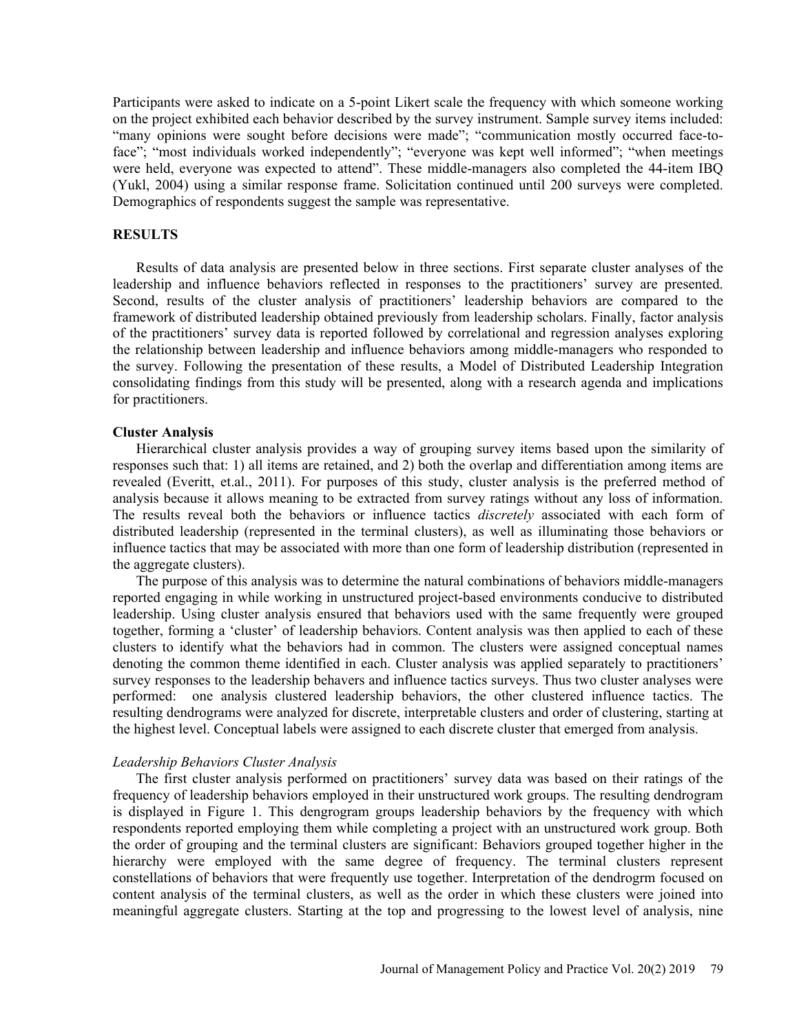Participants were asked to indicate on a 5-point Likert scale the frequency with which someone working on the project exhibited each behavior described by the survey instrument. Sample survey items included: "many opinions were sought before decisions were made"; "communication mostly occurred face-to-face"; "most individuals worked independently"; "everyone was kept well informed"; "when meetings were held, everyone was expected to attend". These middle-managers also completed the 44-item IBQ (Yukl, 2004) using a similar response frame. Solicitation continued until 200 surveys were completed. Demographics of respondents suggest the sample was representative.

## RESULTS

Results of data analysis are presented below in three sections. First separate cluster analyses of the leadership and influence behaviors reflected in responses to the practitioners' survey are presented. Second, results of the cluster analysis of practitioners' leadership behaviors are compared to the framework of distributed leadership obtained previously from leadership scholars. Finally, factor analysis of the practitioners' survey data is reported followed by correlational and regression analyses exploring the relationship between leadership and influence behaviors among middle-managers who responded to the survey. Following the presentation of these results, a Model of Distributed Leadership Integration consolidating findings from this study will be presented, along with a research agenda and implications for practitioners.

### Cluster Analysis

Hierarchical cluster analysis provides a way of grouping survey items based upon the similarity of responses such that: 1) all items are retained, and 2) both the overlap and differentiation among items are revealed (Everitt, et.al., 2011). For purposes of this study, cluster analysis is the preferred method of analysis because it allows meaning to be extracted from survey ratings without any loss of information. The results reveal both the behaviors or influence tactics *discretely* associated with each form of distributed leadership (represented in the terminal clusters), as well as illuminating those behaviors or influence tactics that may be associated with more than one form of leadership distribution (represented in the aggregate clusters).

The purpose of this analysis was to determine the natural combinations of behaviors middle-managers reported engaging in while working in unstructured project-based environments conducive to distributed leadership. Using cluster analysis ensured that behaviors used with the same frequently were grouped together, forming a 'cluster' of leadership behaviors. Content analysis was then applied to each of these clusters to identify what the behaviors had in common. The clusters were assigned conceptual names denoting the common theme identified in each. Cluster analysis was applied separately to practitioners' survey responses to the leadership behavers and influence tactics surveys. Thus two cluster analyses were performed: one analysis clustered leadership behaviors, the other clustered influence tactics. The resulting dendrograms were analyzed for discrete, interpretable clusters and order of clustering, starting at the highest level. Conceptual labels were assigned to each discrete cluster that emerged from analysis.

#### *Leadership Behaviors Cluster Analysis*

The first cluster analysis performed on practitioners' survey data was based on their ratings of the frequency of leadership behaviors employed in their unstructured work groups. The resulting dendrogram is displayed in Figure 1. This dengrogram groups leadership behaviors by the frequency with which respondents reported employing them while completing a project with an unstructured work group. Both the order of grouping and the terminal clusters are significant: Behaviors grouped together higher in the hierarchy were employed with the same degree of frequency. The terminal clusters represent constellations of behaviors that were frequently use together. Interpretation of the dendrogrm focused on content analysis of the terminal clusters, as well as the order in which these clusters were joined into meaningful aggregate clusters. Starting at the top and progressing to the lowest level of analysis, nine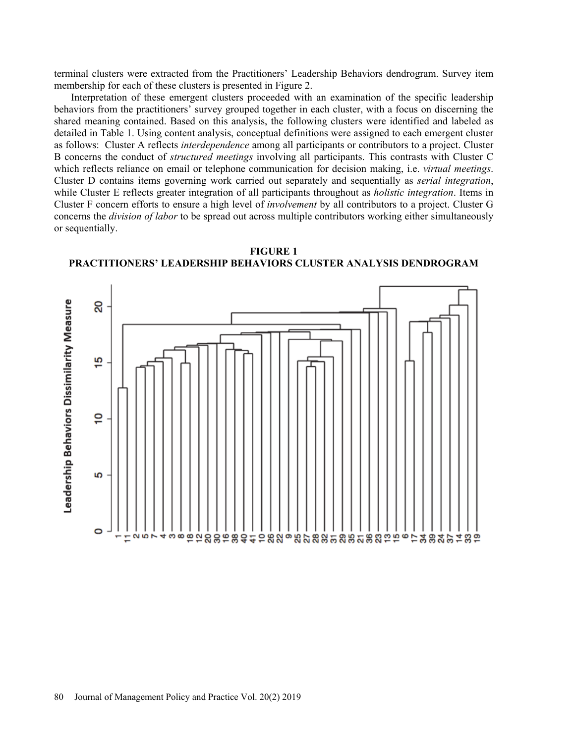terminal clusters were extracted from the Practitioners' Leadership Behaviors dendrogram. Survey item membership for each of these clusters is presented in Figure 2.

Interpretation of these emergent clusters proceeded with an examination of the specific leadership behaviors from the practitioners' survey grouped together in each cluster, with a focus on discerning the shared meaning contained. Based on this analysis, the following clusters were identified and labeled as detailed in Table 1. Using content analysis, conceptual definitions were assigned to each emergent cluster as follows: Cluster A reflects *interdependence* among all participants or contributors to a project. Cluster B concerns the conduct of *structured meetings* involving all participants. This contrasts with Cluster C which reflects reliance on email or telephone communication for decision making, i.e. *virtual meetings*. Cluster D contains items governing work carried out separately and sequentially as *serial integration*, while Cluster E reflects greater integration of all participants throughout as *holistic integration*. Items in Cluster F concern efforts to ensure a high level of *involvement* by all contributors to a project. Cluster G concerns the *division of labor* to be spread out across multiple contributors working either simultaneously or sequentially.

**FIGURE 1**
**PRACTITIONERS' LEADERSHIP BEHAVIORS CLUSTER ANALYSIS DENDROGRAM**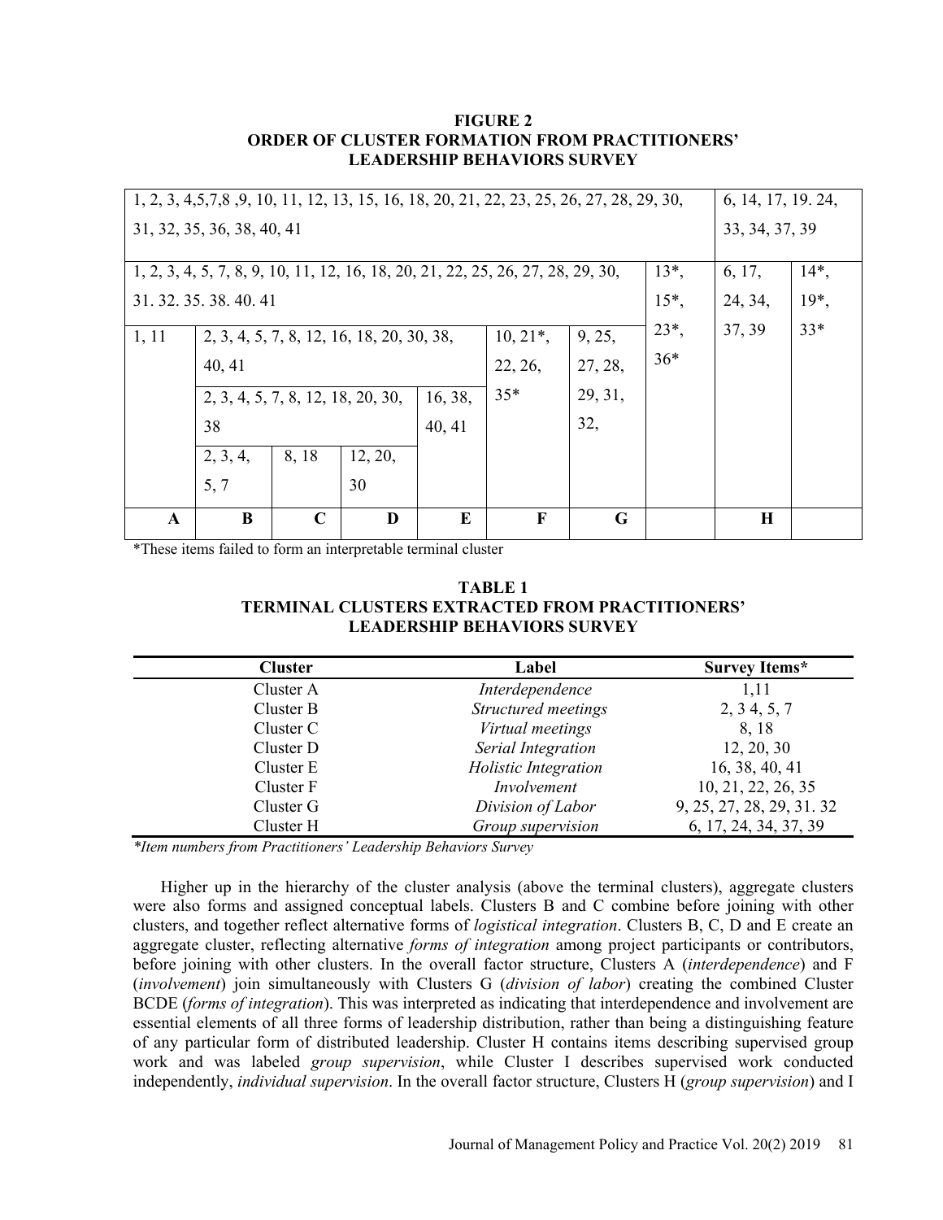**FIGURE 2**
**ORDER OF CLUSTER FORMATION FROM PRACTITIONERS' LEADERSHIP BEHAVIORS SURVEY**

| 1, 2, 3, 4,5,7,8 ,9, 10, 11, 12, 13, 15, 16, 18, 20, 21, 22, 23, 25, 26, 27, 28, 29, 30, 31, 32, 35, 36, 38, 40, 41 | | | | | | | | 6, 14, 17, 19. 24, 33, 34, 37, 39 | |
|---|---|---|---|---|---|---|---|---|---|
| 1, 2, 3, 4, 5, 7, 8, 9, 10, 11, 12, 16, 18, 20, 21, 22, 25, 26, 27, 28, 29, 30, 31. 32. 35. 38. 40. 41 | | | | | | | 13*, 15*, 23*, 36* | 6, 17, 24, 34, 37, 39 | 14*, 19*, 33* |
| 1, 11 | 2, 3, 4, 5, 7, 8, 12, 16, 18, 20, 30, 38, 40, 41 | | | | 10, 21*, 22, 26, 35* | 9, 25, 27, 28, 29, 31, 32, | | | |
| | 2, 3, 4, 5, 7, 8, 12, 18, 20, 30, 38 | | | 16, 38, 40, 41 | | | | | |
| | 2, 3, 4, 5, 7 | 8, 18 | 12, 20, 30 | | | | | | |
| **A** | **B** | **C** | **D** | **E** | **F** | **G** | | **H** | |

*These items failed to form an interpretable terminal cluster

**TABLE 1**
**TERMINAL CLUSTERS EXTRACTED FROM PRACTITIONERS' LEADERSHIP BEHAVIORS SURVEY**

| Cluster | Label | Survey Items* |
|---|---|---|
| Cluster A | *Interdependence* | 1,11 |
| Cluster B | *Structured meetings* | 2, 3 4, 5, 7 |
| Cluster C | *Virtual meetings* | 8, 18 |
| Cluster D | *Serial Integration* | 12, 20, 30 |
| Cluster E | *Holistic Integration* | 16, 38, 40, 41 |
| Cluster F | *Involvement* | 10, 21, 22, 26, 35 |
| Cluster G | *Division of Labor* | 9, 25, 27, 28, 29, 31. 32 |
| Cluster H | *Group supervision* | 6, 17, 24, 34, 37, 39 |

*\*Item numbers from Practitioners' Leadership Behaviors Survey*

Higher up in the hierarchy of the cluster analysis (above the terminal clusters), aggregate clusters were also forms and assigned conceptual labels. Clusters B and C combine before joining with other clusters, and together reflect alternative forms of *logistical integration*. Clusters B, C, D and E create an aggregate cluster, reflecting alternative *forms of integration* among project participants or contributors, before joining with other clusters. In the overall factor structure, Clusters A (*interdependence*) and F (*involvement*) join simultaneously with Clusters G (*division of labor*) creating the combined Cluster BCDE (*forms of integration*). This was interpreted as indicating that interdependence and involvement are essential elements of all three forms of leadership distribution, rather than being a distinguishing feature of any particular form of distributed leadership. Cluster H contains items describing supervised group work and was labeled *group supervision*, while Cluster I describes supervised work conducted independently, *individual supervision*. In the overall factor structure, Clusters H (*group supervision*) and I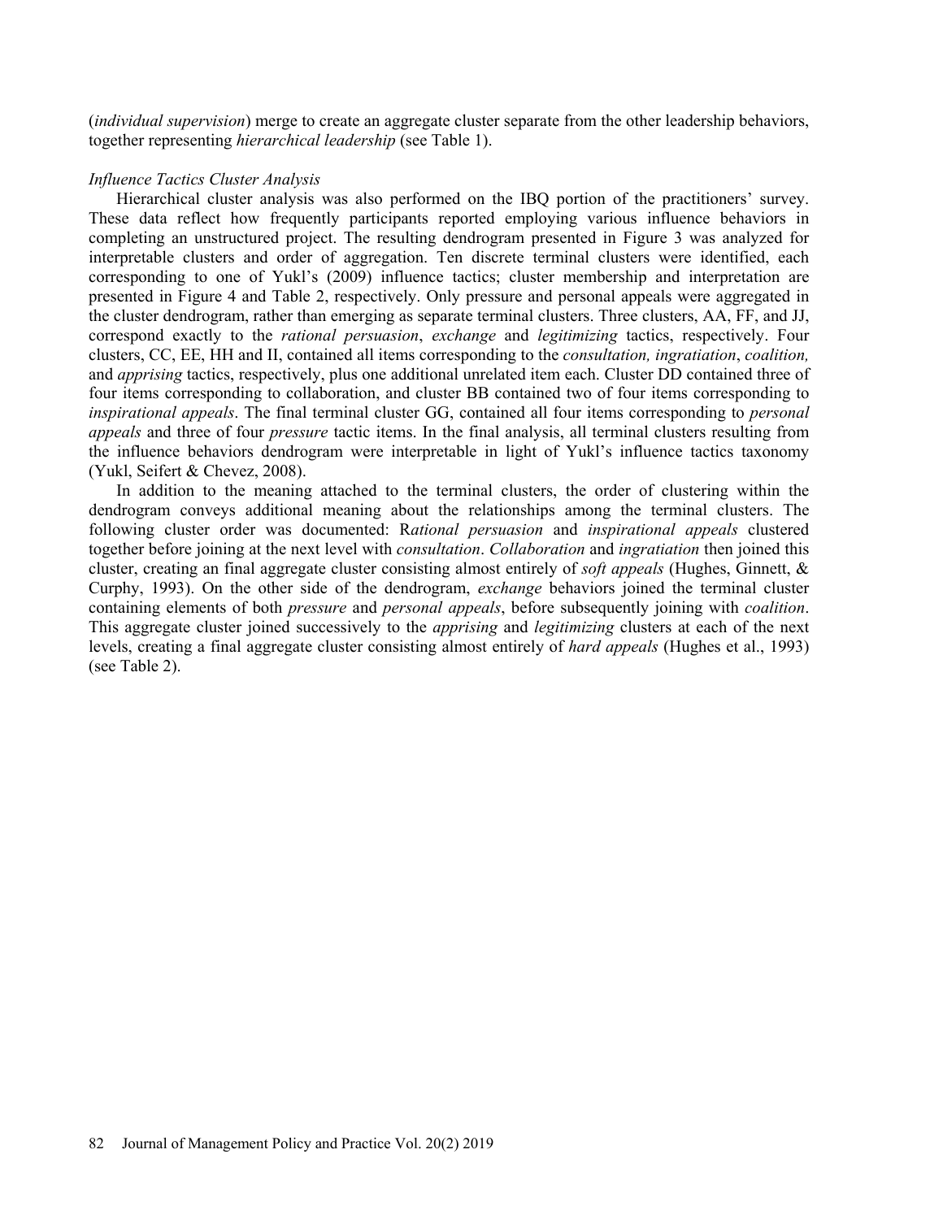(*individual supervision*) merge to create an aggregate cluster separate from the other leadership behaviors, together representing *hierarchical leadership* (see Table 1).

*Influence Tactics Cluster Analysis*

Hierarchical cluster analysis was also performed on the IBQ portion of the practitioners' survey. These data reflect how frequently participants reported employing various influence behaviors in completing an unstructured project. The resulting dendrogram presented in Figure 3 was analyzed for interpretable clusters and order of aggregation. Ten discrete terminal clusters were identified, each corresponding to one of Yukl's (2009) influence tactics; cluster membership and interpretation are presented in Figure 4 and Table 2, respectively. Only pressure and personal appeals were aggregated in the cluster dendrogram, rather than emerging as separate terminal clusters. Three clusters, AA, FF, and JJ, correspond exactly to the *rational persuasion*, *exchange* and *legitimizing* tactics, respectively. Four clusters, CC, EE, HH and II, contained all items corresponding to the *consultation, ingratiation*, *coalition,* and *apprising* tactics, respectively, plus one additional unrelated item each. Cluster DD contained three of four items corresponding to collaboration, and cluster BB contained two of four items corresponding to *inspirational appeals*. The final terminal cluster GG, contained all four items corresponding to *personal appeals* and three of four *pressure* tactic items. In the final analysis, all terminal clusters resulting from the influence behaviors dendrogram were interpretable in light of Yukl's influence tactics taxonomy (Yukl, Seifert & Chevez, 2008).

In addition to the meaning attached to the terminal clusters, the order of clustering within the dendrogram conveys additional meaning about the relationships among the terminal clusters. The following cluster order was documented: R*ational persuasion* and *inspirational appeals* clustered together before joining at the next level with *consultation*. *Collaboration* and *ingratiation* then joined this cluster, creating an final aggregate cluster consisting almost entirely of *soft appeals* (Hughes, Ginnett, & Curphy, 1993). On the other side of the dendrogram, *exchange* behaviors joined the terminal cluster containing elements of both *pressure* and *personal appeals*, before subsequently joining with *coalition*. This aggregate cluster joined successively to the *apprising* and *legitimizing* clusters at each of the next levels, creating a final aggregate cluster consisting almost entirely of *hard appeals* (Hughes et al., 1993) (see Table 2).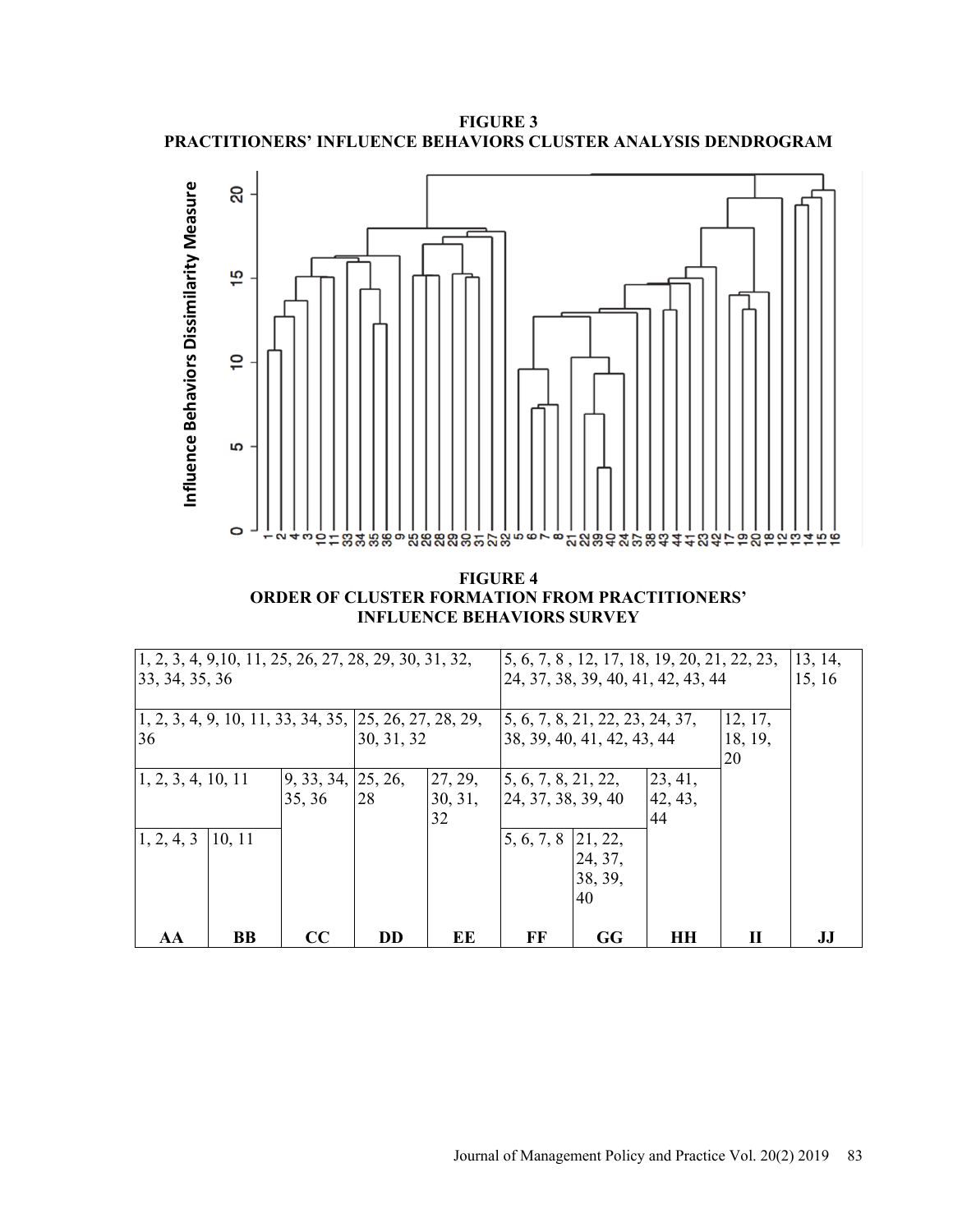**FIGURE 3**
**PRACTITIONERS' INFLUENCE BEHAVIORS CLUSTER ANALYSIS DENDROGRAM**

**FIGURE 4**
**ORDER OF CLUSTER FORMATION FROM PRACTITIONERS' INFLUENCE BEHAVIORS SURVEY**

| | | | | | | | | | |
|---|---|---|---|---|---|---|---|---|---|
| 1, 2, 3, 4, 9,10, 11, 25, 26, 27, 28, 29, 30, 31, 32, 33, 34, 35, 36 | | | | | 5, 6, 7, 8 , 12, 17, 18, 19, 20, 21, 22, 23, 24, 37, 38, 39, 40, 41, 42, 43, 44 | | | | 13, 14, 15, 16 |
| 1, 2, 3, 4, 9, 10, 11, 33, 34, 35, 36 | | | 25, 26, 27, 28, 29, 30, 31, 32 | | 5, 6, 7, 8, 21, 22, 23, 24, 37, 38, 39, 40, 41, 42, 43, 44 | | | 12, 17, 18, 19, 20 | |
| 1, 2, 3, 4, 10, 11 | | 9, 33, 34, 35, 36 | 25, 26, 28 | 27, 29, 30, 31, 32 | 5, 6, 7, 8, 21, 22, 24, 37, 38, 39, 40 | | 23, 41, 42, 43, 44 | | |
| 1, 2, 4, 3 | 10, 11 | | | | 5, 6, 7, 8 | 21, 22, 24, 37, 38, 39, 40 | | | |
| **AA** | **BB** | **CC** | **DD** | **EE** | **FF** | **GG** | **HH** | **II** | **JJ** |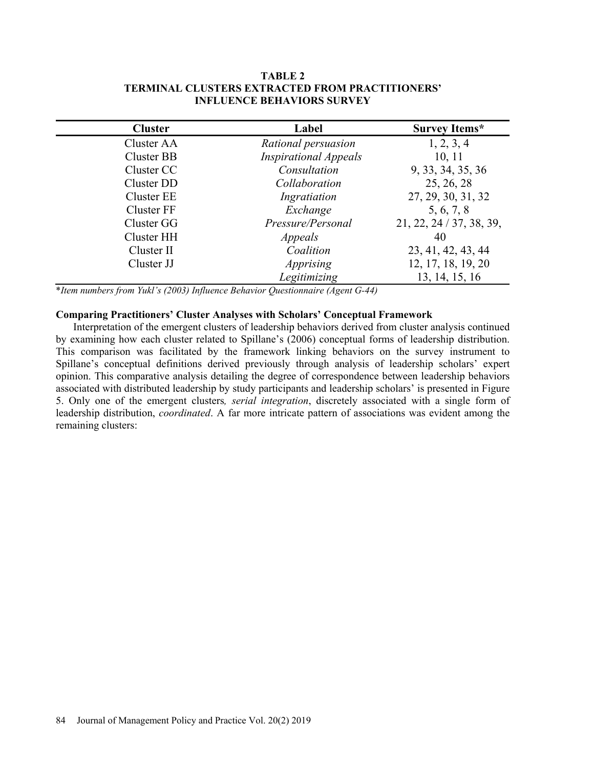**TABLE 2**
**TERMINAL CLUSTERS EXTRACTED FROM PRACTITIONERS' INFLUENCE BEHAVIORS SURVEY**

| Cluster | Label | Survey Items* |
|---|---|---|
| Cluster AA | *Rational persuasion* | 1, 2, 3, 4 |
| Cluster BB | *Inspirational Appeals* | 10, 11 |
| Cluster CC | *Consultation* | 9, 33, 34, 35, 36 |
| Cluster DD | *Collaboration* | 25, 26, 28 |
| Cluster EE | *Ingratiation* | 27, 29, 30, 31, 32 |
| Cluster FF | *Exchange* | 5, 6, 7, 8 |
| Cluster GG | *Pressure/Personal* | 21, 22, 24 / 37, 38, 39, |
| Cluster HH | *Appeals* | 40 |
| Cluster II | *Coalition* | 23, 41, 42, 43, 44 |
| Cluster JJ | *Apprising* | 12, 17, 18, 19, 20 |
| | *Legitimizing* | 13, 14, 15, 16 |

\**Item numbers from Yukl's (2003) Influence Behavior Questionnaire (Agent G-44)*

**Comparing Practitioners' Cluster Analyses with Scholars' Conceptual Framework**

Interpretation of the emergent clusters of leadership behaviors derived from cluster analysis continued by examining how each cluster related to Spillane's (2006) conceptual forms of leadership distribution. This comparison was facilitated by the framework linking behaviors on the survey instrument to Spillane's conceptual definitions derived previously through analysis of leadership scholars' expert opinion. This comparative analysis detailing the degree of correspondence between leadership behaviors associated with distributed leadership by study participants and leadership scholars' is presented in Figure 5. Only one of the emergent clusters*, serial integration*, discretely associated with a single form of leadership distribution, *coordinated*. A far more intricate pattern of associations was evident among the remaining clusters: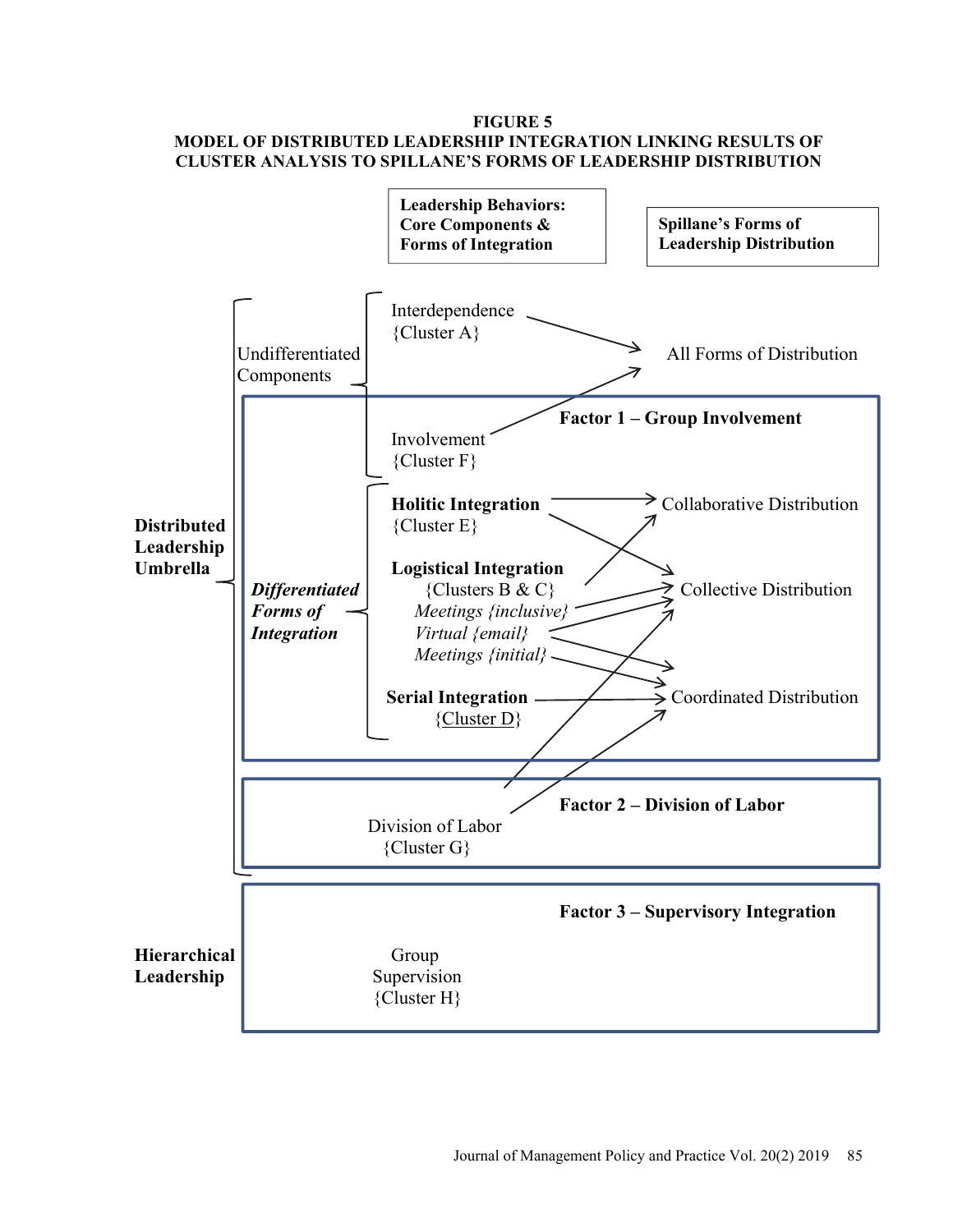**FIGURE 5**
**MODEL OF DISTRIBUTED LEADERSHIP INTEGRATION LINKING RESULTS OF CLUSTER ANALYSIS TO SPILLANE'S FORMS OF LEADERSHIP DISTRIBUTION**

**Leadership Behaviors: Core Components & Forms of Integration**

**Spillane's Forms of Leadership Distribution**

**Distributed Leadership Umbrella**

Undifferentiated Components

- Interdependence {Cluster A} → All Forms of Distribution
- Involvement {Cluster F} → All Forms of Distribution

**Factor 1 – Group Involvement**

***Differentiated Forms of Integration***

- **Holitic Integration** {Cluster E} → Collaborative Distribution; Collective Distribution
- **Logistical Integration** {Clusters B & C} → Collaborative Distribution
  - *Meetings {inclusive}* → Collective Distribution
  - *Virtual {email}* → Collective Distribution; Coordinated Distribution
  - *Meetings {initial}* → Coordinated Distribution
- **Serial Integration** {Cluster D} → Coordinated Distribution

**Factor 2 – Division of Labor**

- Division of Labor {Cluster G} → Collective Distribution; Coordinated Distribution

**Hierarchical Leadership**

**Factor 3 – Supervisory Integration**

- Group Supervision {Cluster H}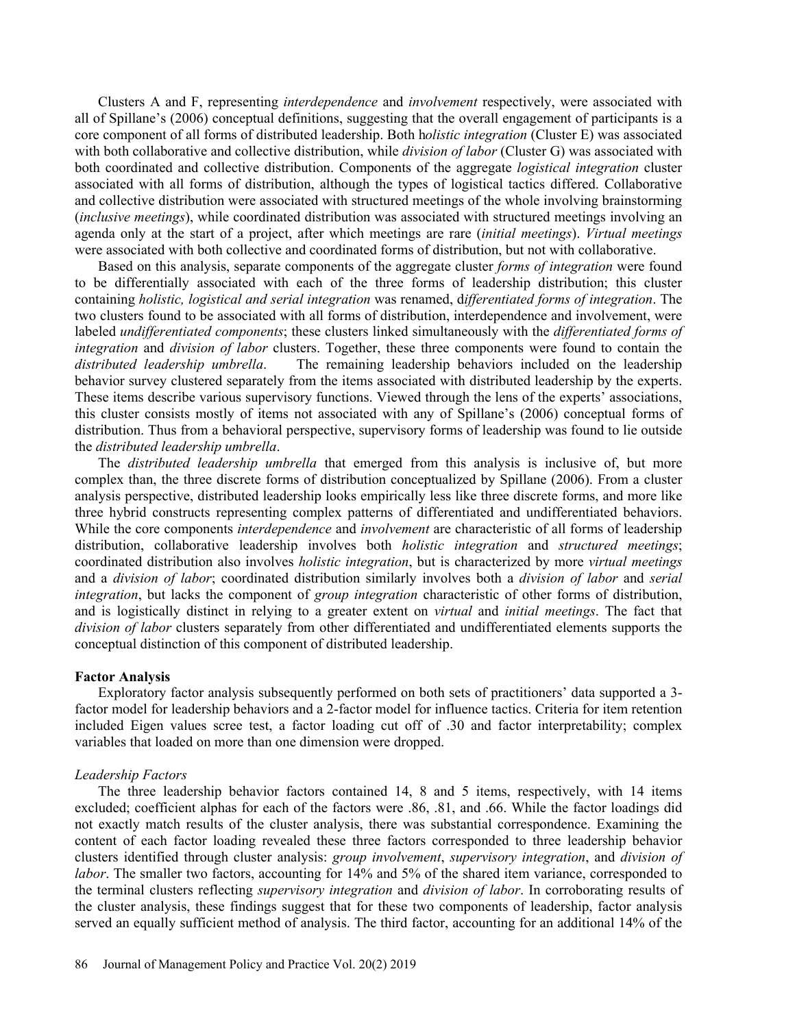Clusters A and F, representing *interdependence* and *involvement* respectively, were associated with all of Spillane's (2006) conceptual definitions, suggesting that the overall engagement of participants is a core component of all forms of distributed leadership. Both h*olistic integration* (Cluster E) was associated with both collaborative and collective distribution, while *division of labor* (Cluster G) was associated with both coordinated and collective distribution. Components of the aggregate *logistical integration* cluster associated with all forms of distribution, although the types of logistical tactics differed. Collaborative and collective distribution were associated with structured meetings of the whole involving brainstorming (*inclusive meetings*), while coordinated distribution was associated with structured meetings involving an agenda only at the start of a project, after which meetings are rare (*initial meetings*). *Virtual meetings* were associated with both collective and coordinated forms of distribution, but not with collaborative.

Based on this analysis, separate components of the aggregate cluster *forms of integration* were found to be differentially associated with each of the three forms of leadership distribution; this cluster containing *holistic, logistical and serial integration* was renamed, d*ifferentiated forms of integration*. The two clusters found to be associated with all forms of distribution, interdependence and involvement, were labeled *undifferentiated components*; these clusters linked simultaneously with the *differentiated forms of integration* and *division of labor* clusters. Together, these three components were found to contain the *distributed leadership umbrella*. The remaining leadership behaviors included on the leadership behavior survey clustered separately from the items associated with distributed leadership by the experts. These items describe various supervisory functions. Viewed through the lens of the experts' associations, this cluster consists mostly of items not associated with any of Spillane's (2006) conceptual forms of distribution. Thus from a behavioral perspective, supervisory forms of leadership was found to lie outside the *distributed leadership umbrella*.

The *distributed leadership umbrella* that emerged from this analysis is inclusive of, but more complex than, the three discrete forms of distribution conceptualized by Spillane (2006). From a cluster analysis perspective, distributed leadership looks empirically less like three discrete forms, and more like three hybrid constructs representing complex patterns of differentiated and undifferentiated behaviors. While the core components *interdependence* and *involvement* are characteristic of all forms of leadership distribution, collaborative leadership involves both *holistic integration* and *structured meetings*; coordinated distribution also involves *holistic integration*, but is characterized by more *virtual meetings* and a *division of labor*; coordinated distribution similarly involves both a *division of labor* and *serial integration*, but lacks the component of *group integration* characteristic of other forms of distribution, and is logistically distinct in relying to a greater extent on *virtual* and *initial meetings*. The fact that *division of labor* clusters separately from other differentiated and undifferentiated elements supports the conceptual distinction of this component of distributed leadership.

### Factor Analysis

Exploratory factor analysis subsequently performed on both sets of practitioners' data supported a 3-factor model for leadership behaviors and a 2-factor model for influence tactics. Criteria for item retention included Eigen values scree test, a factor loading cut off of .30 and factor interpretability; complex variables that loaded on more than one dimension were dropped.

#### *Leadership Factors*

The three leadership behavior factors contained 14, 8 and 5 items, respectively, with 14 items excluded; coefficient alphas for each of the factors were .86, .81, and .66. While the factor loadings did not exactly match results of the cluster analysis, there was substantial correspondence. Examining the content of each factor loading revealed these three factors corresponded to three leadership behavior clusters identified through cluster analysis: *group involvement*, *supervisory integration*, and *division of labor*. The smaller two factors, accounting for 14% and 5% of the shared item variance, corresponded to the terminal clusters reflecting *supervisory integration* and *division of labor*. In corroborating results of the cluster analysis, these findings suggest that for these two components of leadership, factor analysis served an equally sufficient method of analysis. The third factor, accounting for an additional 14% of the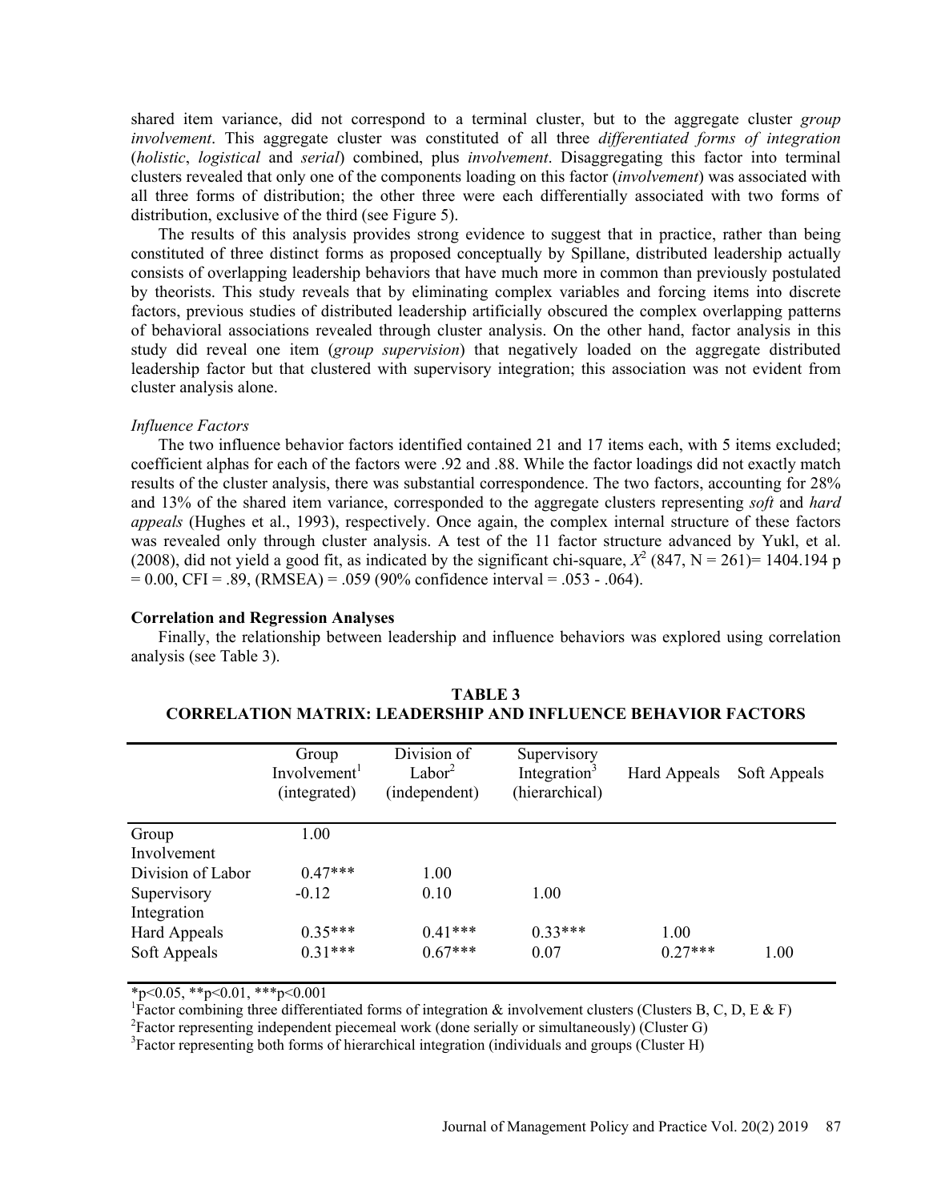shared item variance, did not correspond to a terminal cluster, but to the aggregate cluster *group involvement*. This aggregate cluster was constituted of all three *differentiated forms of integration* (*holistic*, *logistical* and *serial*) combined, plus *involvement*. Disaggregating this factor into terminal clusters revealed that only one of the components loading on this factor (*involvement*) was associated with all three forms of distribution; the other three were each differentially associated with two forms of distribution, exclusive of the third (see Figure 5).

The results of this analysis provides strong evidence to suggest that in practice, rather than being constituted of three distinct forms as proposed conceptually by Spillane, distributed leadership actually consists of overlapping leadership behaviors that have much more in common than previously postulated by theorists. This study reveals that by eliminating complex variables and forcing items into discrete factors, previous studies of distributed leadership artificially obscured the complex overlapping patterns of behavioral associations revealed through cluster analysis. On the other hand, factor analysis in this study did reveal one item (*group supervision*) that negatively loaded on the aggregate distributed leadership factor but that clustered with supervisory integration; this association was not evident from cluster analysis alone.

*Influence Factors*

The two influence behavior factors identified contained 21 and 17 items each, with 5 items excluded; coefficient alphas for each of the factors were .92 and .88. While the factor loadings did not exactly match results of the cluster analysis, there was substantial correspondence. The two factors, accounting for 28% and 13% of the shared item variance, corresponded to the aggregate clusters representing *soft* and *hard appeals* (Hughes et al., 1993), respectively. Once again, the complex internal structure of these factors was revealed only through cluster analysis. A test of the 11 factor structure advanced by Yukl, et al. (2008), did not yield a good fit, as indicated by the significant chi-square, $X^2$ (847, N = 261)= 1404.194 p = 0.00, CFI = .89, (RMSEA) = .059 (90% confidence interval = .053 - .064).

**Correlation and Regression Analyses**

Finally, the relationship between leadership and influence behaviors was explored using correlation analysis (see Table 3).

**TABLE 3**
**CORRELATION MATRIX: LEADERSHIP AND INFLUENCE BEHAVIOR FACTORS**

| | Group Involvement[1] (integrated) | Division of Labor[2] (independent) | Supervisory Integration[3] (hierarchical) | Hard Appeals | Soft Appeals |
|---|---|---|---|---|---|
| Group Involvement | 1.00 | | | | |
| Division of Labor | 0.47*** | 1.00 | | | |
| Supervisory Integration | -0.12 | 0.10 | 1.00 | | |
| Hard Appeals | 0.35*** | 0.41*** | 0.33*** | 1.00 | |
| Soft Appeals | 0.31*** | 0.67*** | 0.07 | 0.27*** | 1.00 |

*p<0.05, **p<0.01, ***p<0.001

[1]Factor combining three differentiated forms of integration & involvement clusters (Clusters B, C, D, E & F)

[2]Factor representing independent piecemeal work (done serially or simultaneously) (Cluster G)

[3]Factor representing both forms of hierarchical integration (individuals and groups (Cluster H)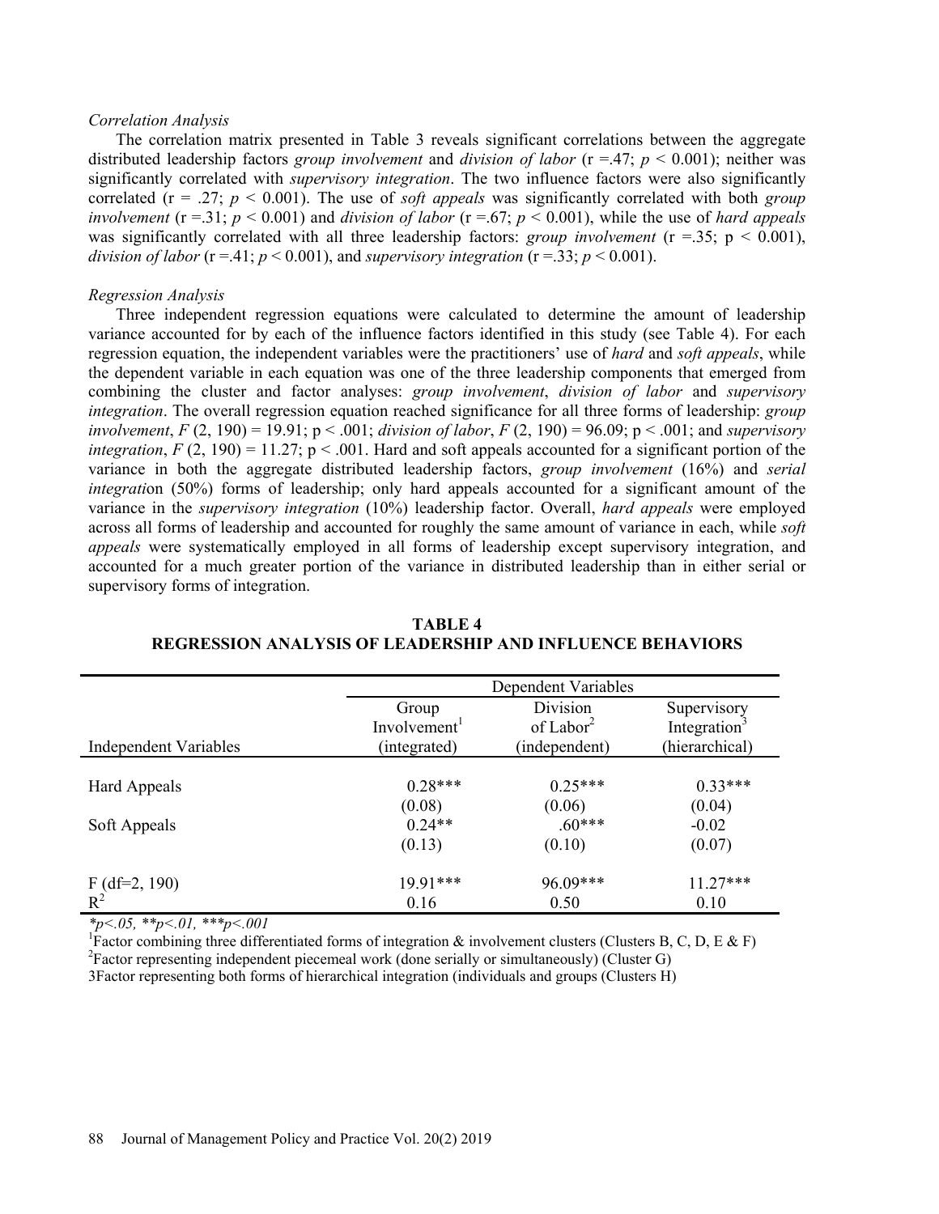*Correlation Analysis*

The correlation matrix presented in Table 3 reveals significant correlations between the aggregate distributed leadership factors *group involvement* and *division of labor* ($r = .47$; $p < 0.001$); neither was significantly correlated with *supervisory integration*. The two influence factors were also significantly correlated ($r = .27$; $p < 0.001$). The use of *soft appeals* was significantly correlated with both *group involvement* ($r = .31$; $p < 0.001$) and *division of labor* ($r = .67$; $p < 0.001$), while the use of *hard appeals* was significantly correlated with all three leadership factors: *group involvement* ($r = .35$; $p < 0.001$), *division of labor* ($r = .41$; $p < 0.001$), and *supervisory integration* ($r = .33$; $p < 0.001$).

*Regression Analysis*

Three independent regression equations were calculated to determine the amount of leadership variance accounted for by each of the influence factors identified in this study (see Table 4). For each regression equation, the independent variables were the practitioners' use of *hard* and *soft appeals*, while the dependent variable in each equation was one of the three leadership components that emerged from combining the cluster and factor analyses: *group involvement*, *division of labor* and *supervisory integration*. The overall regression equation reached significance for all three forms of leadership: *group involvement*, $F(2, 190) = 19.91$; $p < .001$; *division of labor*, $F(2, 190) = 96.09$; $p < .001$; and *supervisory integration*, $F(2, 190) = 11.27$; $p < .001$. Hard and soft appeals accounted for a significant portion of the variance in both the aggregate distributed leadership factors, *group involvement* (16%) and *serial integration* (50%) forms of leadership; only hard appeals accounted for a significant amount of the variance in the *supervisory integration* (10%) leadership factor. Overall, *hard appeals* were employed across all forms of leadership and accounted for roughly the same amount of variance in each, while *soft appeals* were systematically employed in all forms of leadership except supervisory integration, and accounted for a much greater portion of the variance in distributed leadership than in either serial or supervisory forms of integration.

**TABLE 4**
**REGRESSION ANALYSIS OF LEADERSHIP AND INFLUENCE BEHAVIORS**

| | Dependent Variables | | |
|---|---|---|---|
| Independent Variables | Group Involvement[1] (integrated) | Division of Labor[2] (independent) | Supervisory Integration[3] (hierarchical) |
| Hard Appeals | 0.28*** | 0.25*** | 0.33*** |
| | (0.08) | (0.06) | (0.04) |
| Soft Appeals | 0.24** | .60*** | -0.02 |
| | (0.13) | (0.10) | (0.07) |
| F (df=2, 190) | 19.91*** | 96.09*** | 11.27*** |
| $R^2$ | 0.16 | 0.50 | 0.10 |

*p<.05, **p<.01, ***p<.001

[1]Factor combining three differentiated forms of integration & involvement clusters (Clusters B, C, D, E & F)

[2]Factor representing independent piecemeal work (done serially or simultaneously) (Cluster G)

3Factor representing both forms of hierarchical integration (individuals and groups (Clusters H)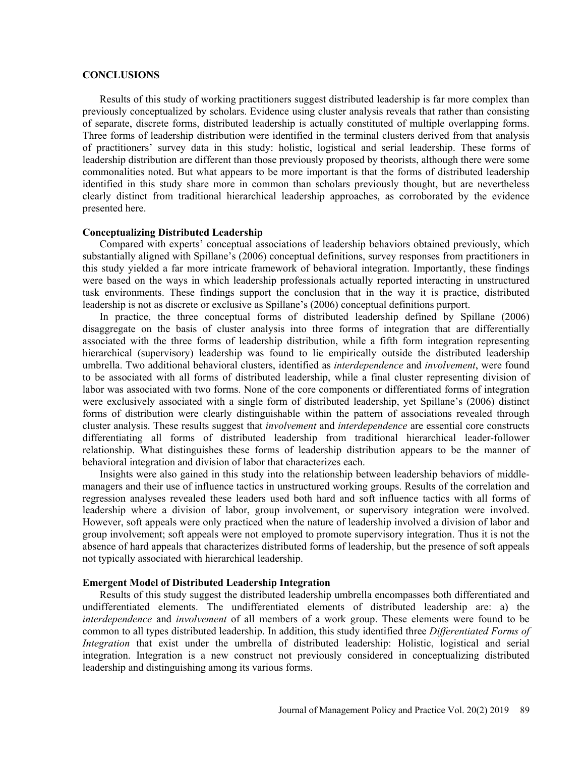## CONCLUSIONS

Results of this study of working practitioners suggest distributed leadership is far more complex than previously conceptualized by scholars. Evidence using cluster analysis reveals that rather than consisting of separate, discrete forms, distributed leadership is actually constituted of multiple overlapping forms. Three forms of leadership distribution were identified in the terminal clusters derived from that analysis of practitioners' survey data in this study: holistic, logistical and serial leadership. These forms of leadership distribution are different than those previously proposed by theorists, although there were some commonalities noted. But what appears to be more important is that the forms of distributed leadership identified in this study share more in common than scholars previously thought, but are nevertheless clearly distinct from traditional hierarchical leadership approaches, as corroborated by the evidence presented here.

### Conceptualizing Distributed Leadership

Compared with experts' conceptual associations of leadership behaviors obtained previously, which substantially aligned with Spillane's (2006) conceptual definitions, survey responses from practitioners in this study yielded a far more intricate framework of behavioral integration. Importantly, these findings were based on the ways in which leadership professionals actually reported interacting in unstructured task environments. These findings support the conclusion that in the way it is practice, distributed leadership is not as discrete or exclusive as Spillane's (2006) conceptual definitions purport.

In practice, the three conceptual forms of distributed leadership defined by Spillane (2006) disaggregate on the basis of cluster analysis into three forms of integration that are differentially associated with the three forms of leadership distribution, while a fifth form integration representing hierarchical (supervisory) leadership was found to lie empirically outside the distributed leadership umbrella. Two additional behavioral clusters, identified as *interdependence* and *involvement*, were found to be associated with all forms of distributed leadership, while a final cluster representing division of labor was associated with two forms. None of the core components or differentiated forms of integration were exclusively associated with a single form of distributed leadership, yet Spillane's (2006) distinct forms of distribution were clearly distinguishable within the pattern of associations revealed through cluster analysis. These results suggest that *involvement* and *interdependence* are essential core constructs differentiating all forms of distributed leadership from traditional hierarchical leader-follower relationship. What distinguishes these forms of leadership distribution appears to be the manner of behavioral integration and division of labor that characterizes each.

Insights were also gained in this study into the relationship between leadership behaviors of middle-managers and their use of influence tactics in unstructured working groups. Results of the correlation and regression analyses revealed these leaders used both hard and soft influence tactics with all forms of leadership where a division of labor, group involvement, or supervisory integration were involved. However, soft appeals were only practiced when the nature of leadership involved a division of labor and group involvement; soft appeals were not employed to promote supervisory integration. Thus it is not the absence of hard appeals that characterizes distributed forms of leadership, but the presence of soft appeals not typically associated with hierarchical leadership.

### Emergent Model of Distributed Leadership Integration

Results of this study suggest the distributed leadership umbrella encompasses both differentiated and undifferentiated elements. The undifferentiated elements of distributed leadership are: a) the *interdependence* and *involvement* of all members of a work group. These elements were found to be common to all types distributed leadership. In addition, this study identified three *Differentiated Forms of Integration* that exist under the umbrella of distributed leadership: Holistic, logistical and serial integration. Integration is a new construct not previously considered in conceptualizing distributed leadership and distinguishing among its various forms.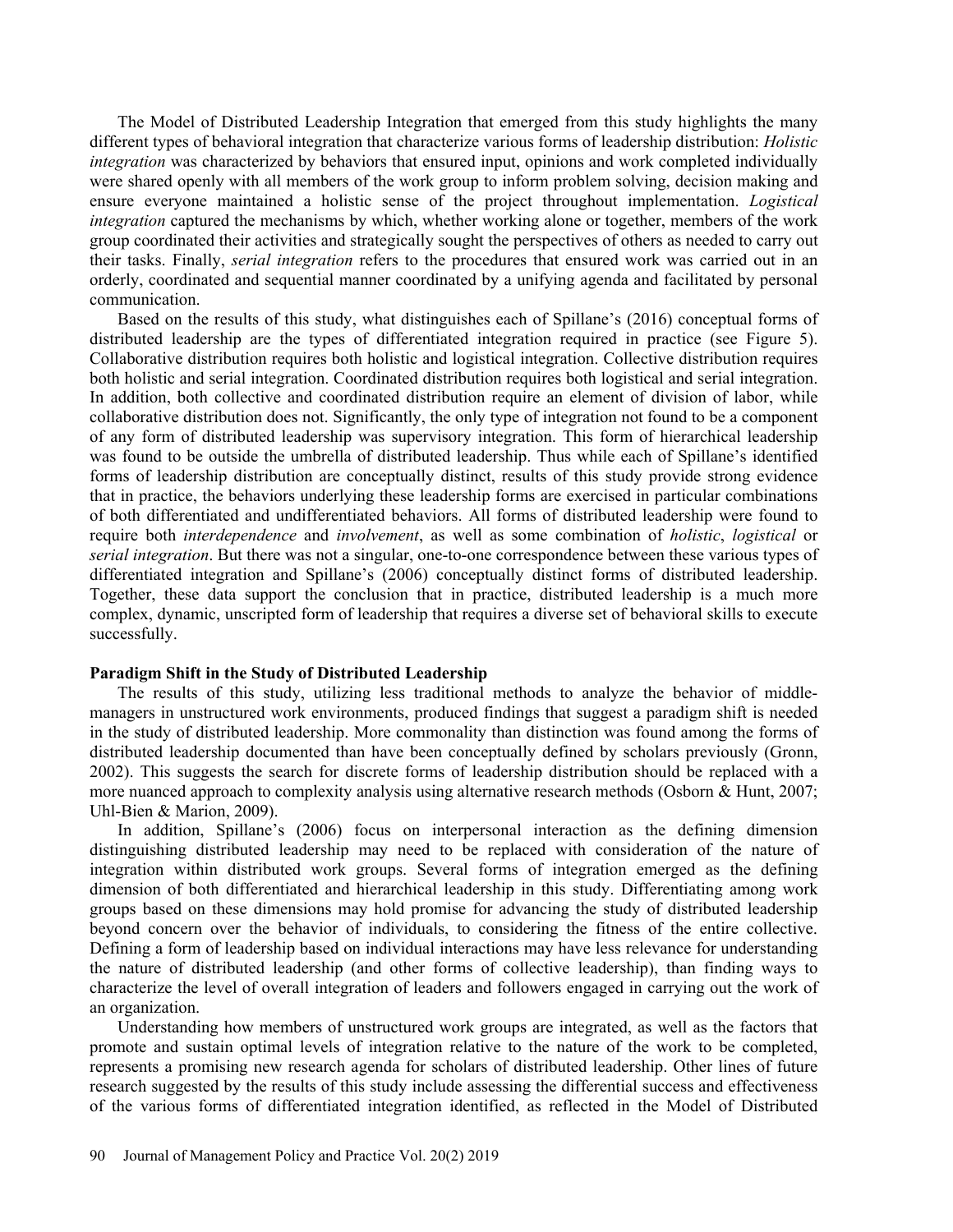The Model of Distributed Leadership Integration that emerged from this study highlights the many different types of behavioral integration that characterize various forms of leadership distribution: *Holistic integration* was characterized by behaviors that ensured input, opinions and work completed individually were shared openly with all members of the work group to inform problem solving, decision making and ensure everyone maintained a holistic sense of the project throughout implementation. *Logistical integration* captured the mechanisms by which, whether working alone or together, members of the work group coordinated their activities and strategically sought the perspectives of others as needed to carry out their tasks. Finally, *serial integration* refers to the procedures that ensured work was carried out in an orderly, coordinated and sequential manner coordinated by a unifying agenda and facilitated by personal communication.

Based on the results of this study, what distinguishes each of Spillane's (2016) conceptual forms of distributed leadership are the types of differentiated integration required in practice (see Figure 5). Collaborative distribution requires both holistic and logistical integration. Collective distribution requires both holistic and serial integration. Coordinated distribution requires both logistical and serial integration. In addition, both collective and coordinated distribution require an element of division of labor, while collaborative distribution does not. Significantly, the only type of integration not found to be a component of any form of distributed leadership was supervisory integration. This form of hierarchical leadership was found to be outside the umbrella of distributed leadership. Thus while each of Spillane's identified forms of leadership distribution are conceptually distinct, results of this study provide strong evidence that in practice, the behaviors underlying these leadership forms are exercised in particular combinations of both differentiated and undifferentiated behaviors. All forms of distributed leadership were found to require both *interdependence* and *involvement*, as well as some combination of *holistic*, *logistical* or *serial integration*. But there was not a singular, one-to-one correspondence between these various types of differentiated integration and Spillane's (2006) conceptually distinct forms of distributed leadership. Together, these data support the conclusion that in practice, distributed leadership is a much more complex, dynamic, unscripted form of leadership that requires a diverse set of behavioral skills to execute successfully.

**Paradigm Shift in the Study of Distributed Leadership**

The results of this study, utilizing less traditional methods to analyze the behavior of middle-managers in unstructured work environments, produced findings that suggest a paradigm shift is needed in the study of distributed leadership. More commonality than distinction was found among the forms of distributed leadership documented than have been conceptually defined by scholars previously (Gronn, 2002). This suggests the search for discrete forms of leadership distribution should be replaced with a more nuanced approach to complexity analysis using alternative research methods (Osborn & Hunt, 2007; Uhl-Bien & Marion, 2009).

In addition, Spillane's (2006) focus on interpersonal interaction as the defining dimension distinguishing distributed leadership may need to be replaced with consideration of the nature of integration within distributed work groups. Several forms of integration emerged as the defining dimension of both differentiated and hierarchical leadership in this study. Differentiating among work groups based on these dimensions may hold promise for advancing the study of distributed leadership beyond concern over the behavior of individuals, to considering the fitness of the entire collective. Defining a form of leadership based on individual interactions may have less relevance for understanding the nature of distributed leadership (and other forms of collective leadership), than finding ways to characterize the level of overall integration of leaders and followers engaged in carrying out the work of an organization.

Understanding how members of unstructured work groups are integrated, as well as the factors that promote and sustain optimal levels of integration relative to the nature of the work to be completed, represents a promising new research agenda for scholars of distributed leadership. Other lines of future research suggested by the results of this study include assessing the differential success and effectiveness of the various forms of differentiated integration identified, as reflected in the Model of Distributed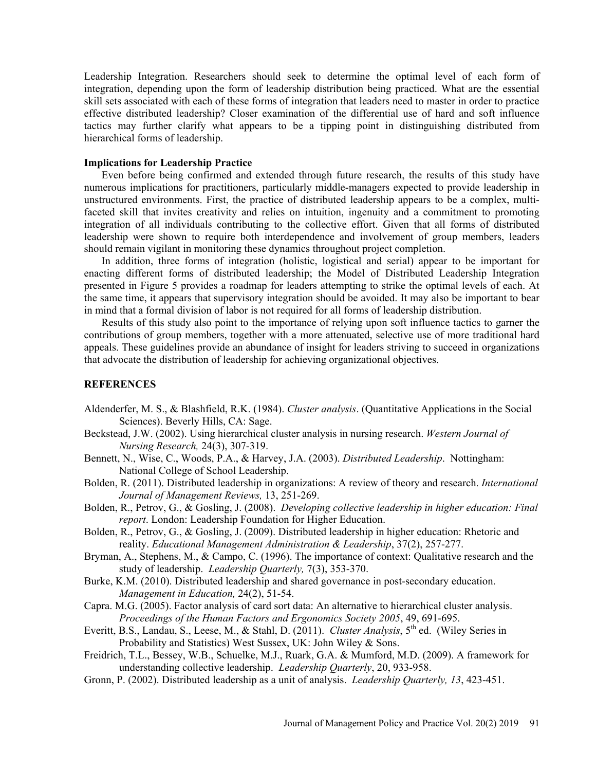Leadership Integration. Researchers should seek to determine the optimal level of each form of integration, depending upon the form of leadership distribution being practiced. What are the essential skill sets associated with each of these forms of integration that leaders need to master in order to practice effective distributed leadership? Closer examination of the differential use of hard and soft influence tactics may further clarify what appears to be a tipping point in distinguishing distributed from hierarchical forms of leadership.

**Implications for Leadership Practice**

Even before being confirmed and extended through future research, the results of this study have numerous implications for practitioners, particularly middle-managers expected to provide leadership in unstructured environments. First, the practice of distributed leadership appears to be a complex, multi-faceted skill that invites creativity and relies on intuition, ingenuity and a commitment to promoting integration of all individuals contributing to the collective effort. Given that all forms of distributed leadership were shown to require both interdependence and involvement of group members, leaders should remain vigilant in monitoring these dynamics throughout project completion.

In addition, three forms of integration (holistic, logistical and serial) appear to be important for enacting different forms of distributed leadership; the Model of Distributed Leadership Integration presented in Figure 5 provides a roadmap for leaders attempting to strike the optimal levels of each. At the same time, it appears that supervisory integration should be avoided. It may also be important to bear in mind that a formal division of labor is not required for all forms of leadership distribution.

Results of this study also point to the importance of relying upon soft influence tactics to garner the contributions of group members, together with a more attenuated, selective use of more traditional hard appeals. These guidelines provide an abundance of insight for leaders striving to succeed in organizations that advocate the distribution of leadership for achieving organizational objectives.

## REFERENCES

Aldenderfer, M. S., & Blashfield, R.K. (1984). *Cluster analysis*. (Quantitative Applications in the Social Sciences). Beverly Hills, CA: Sage.

Beckstead, J.W. (2002). Using hierarchical cluster analysis in nursing research. *Western Journal of Nursing Research,* 24(3), 307-319.

Bennett, N., Wise, C., Woods, P.A., & Harvey, J.A. (2003). *Distributed Leadership*. Nottingham: National College of School Leadership.

Bolden, R. (2011). Distributed leadership in organizations: A review of theory and research. *International Journal of Management Reviews,* 13, 251-269.

Bolden, R., Petrov, G., & Gosling, J. (2008). *Developing collective leadership in higher education: Final report*. London: Leadership Foundation for Higher Education.

Bolden, R., Petrov, G., & Gosling, J. (2009). Distributed leadership in higher education: Rhetoric and reality. *Educational Management Administration & Leadership*, 37(2), 257-277.

Bryman, A., Stephens, M., & Campo, C. (1996). The importance of context: Qualitative research and the study of leadership. *Leadership Quarterly,* 7(3), 353-370.

Burke, K.M. (2010). Distributed leadership and shared governance in post-secondary education. *Management in Education,* 24(2), 51-54.

Capra. M.G. (2005). Factor analysis of card sort data: An alternative to hierarchical cluster analysis. *Proceedings of the Human Factors and Ergonomics Society 2005*, 49, 691-695.

Everitt, B.S., Landau, S., Leese, M., & Stahl, D. (2011). *Cluster Analysis*, 5th ed. (Wiley Series in Probability and Statistics) West Sussex, UK: John Wiley & Sons.

Freidrich, T.L., Bessey, W.B., Schuelke, M.J., Ruark, G.A. & Mumford, M.D. (2009). A framework for understanding collective leadership. *Leadership Quarterly*, 20, 933-958.

Gronn, P. (2002). Distributed leadership as a unit of analysis. *Leadership Quarterly, 13*, 423-451.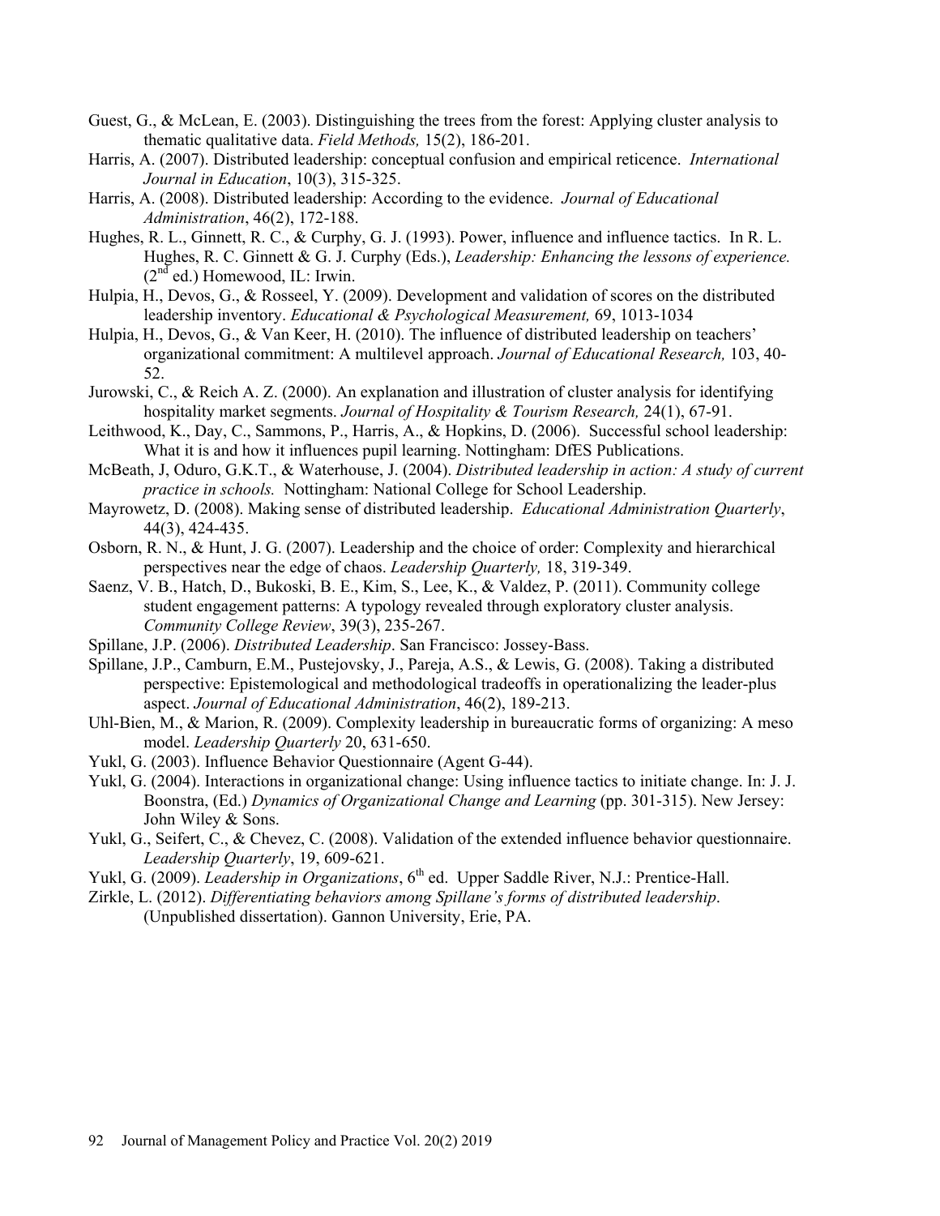Guest, G., & McLean, E. (2003). Distinguishing the trees from the forest: Applying cluster analysis to thematic qualitative data. *Field Methods,* 15(2), 186-201.

Harris, A. (2007). Distributed leadership: conceptual confusion and empirical reticence. *International Journal in Education*, 10(3), 315-325.

Harris, A. (2008). Distributed leadership: According to the evidence. *Journal of Educational Administration*, 46(2), 172-188.

Hughes, R. L., Ginnett, R. C., & Curphy, G. J. (1993). Power, influence and influence tactics. In R. L. Hughes, R. C. Ginnett & G. J. Curphy (Eds.), *Leadership: Enhancing the lessons of experience.* (2nd ed.) Homewood, IL: Irwin.

Hulpia, H., Devos, G., & Rosseel, Y. (2009). Development and validation of scores on the distributed leadership inventory. *Educational & Psychological Measurement,* 69, 1013-1034

Hulpia, H., Devos, G., & Van Keer, H. (2010). The influence of distributed leadership on teachers' organizational commitment: A multilevel approach. *Journal of Educational Research,* 103, 40-52.

Jurowski, C., & Reich A. Z. (2000). An explanation and illustration of cluster analysis for identifying hospitality market segments. *Journal of Hospitality & Tourism Research,* 24(1), 67-91.

Leithwood, K., Day, C., Sammons, P., Harris, A., & Hopkins, D. (2006). Successful school leadership: What it is and how it influences pupil learning. Nottingham: DfES Publications.

McBeath, J, Oduro, G.K.T., & Waterhouse, J. (2004). *Distributed leadership in action: A study of current practice in schools.* Nottingham: National College for School Leadership.

Mayrowetz, D. (2008). Making sense of distributed leadership. *Educational Administration Quarterly*, 44(3), 424-435.

Osborn, R. N., & Hunt, J. G. (2007). Leadership and the choice of order: Complexity and hierarchical perspectives near the edge of chaos. *Leadership Quarterly,* 18, 319-349.

Saenz, V. B., Hatch, D., Bukoski, B. E., Kim, S., Lee, K., & Valdez, P. (2011). Community college student engagement patterns: A typology revealed through exploratory cluster analysis. *Community College Review*, 39(3), 235-267.

Spillane, J.P. (2006). *Distributed Leadership*. San Francisco: Jossey-Bass.

Spillane, J.P., Camburn, E.M., Pustejovsky, J., Pareja, A.S., & Lewis, G. (2008). Taking a distributed perspective: Epistemological and methodological tradeoffs in operationalizing the leader-plus aspect. *Journal of Educational Administration*, 46(2), 189-213.

Uhl-Bien, M., & Marion, R. (2009). Complexity leadership in bureaucratic forms of organizing: A meso model. *Leadership Quarterly* 20, 631-650.

Yukl, G. (2003). Influence Behavior Questionnaire (Agent G-44).

Yukl, G. (2004). Interactions in organizational change: Using influence tactics to initiate change. In: J. J. Boonstra, (Ed.) *Dynamics of Organizational Change and Learning* (pp. 301-315). New Jersey: John Wiley & Sons.

Yukl, G., Seifert, C., & Chevez, C. (2008). Validation of the extended influence behavior questionnaire. *Leadership Quarterly*, 19, 609-621.

Yukl, G. (2009). *Leadership in Organizations*, 6th ed. Upper Saddle River, N.J.: Prentice-Hall.

Zirkle, L. (2012). *Differentiating behaviors among Spillane's forms of distributed leadership*. (Unpublished dissertation). Gannon University, Erie, PA.